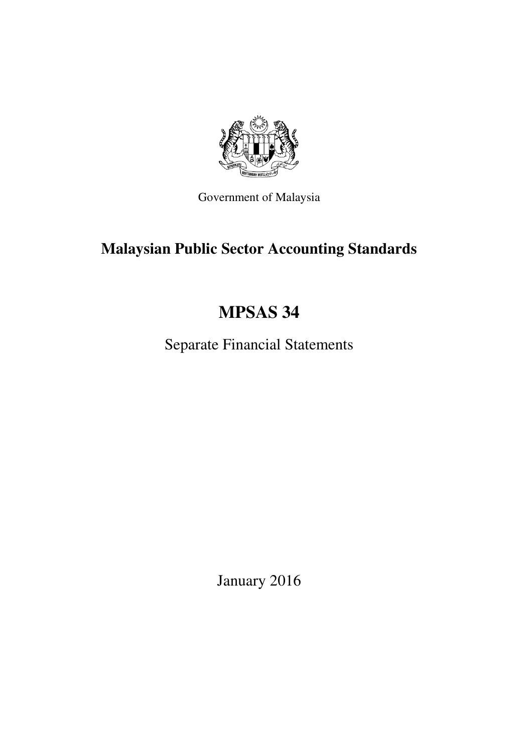Government of Malaysia

# Malaysian Public Sector Accounting Standards

# MPSAS 34

## Separate Financial Statements

January 2016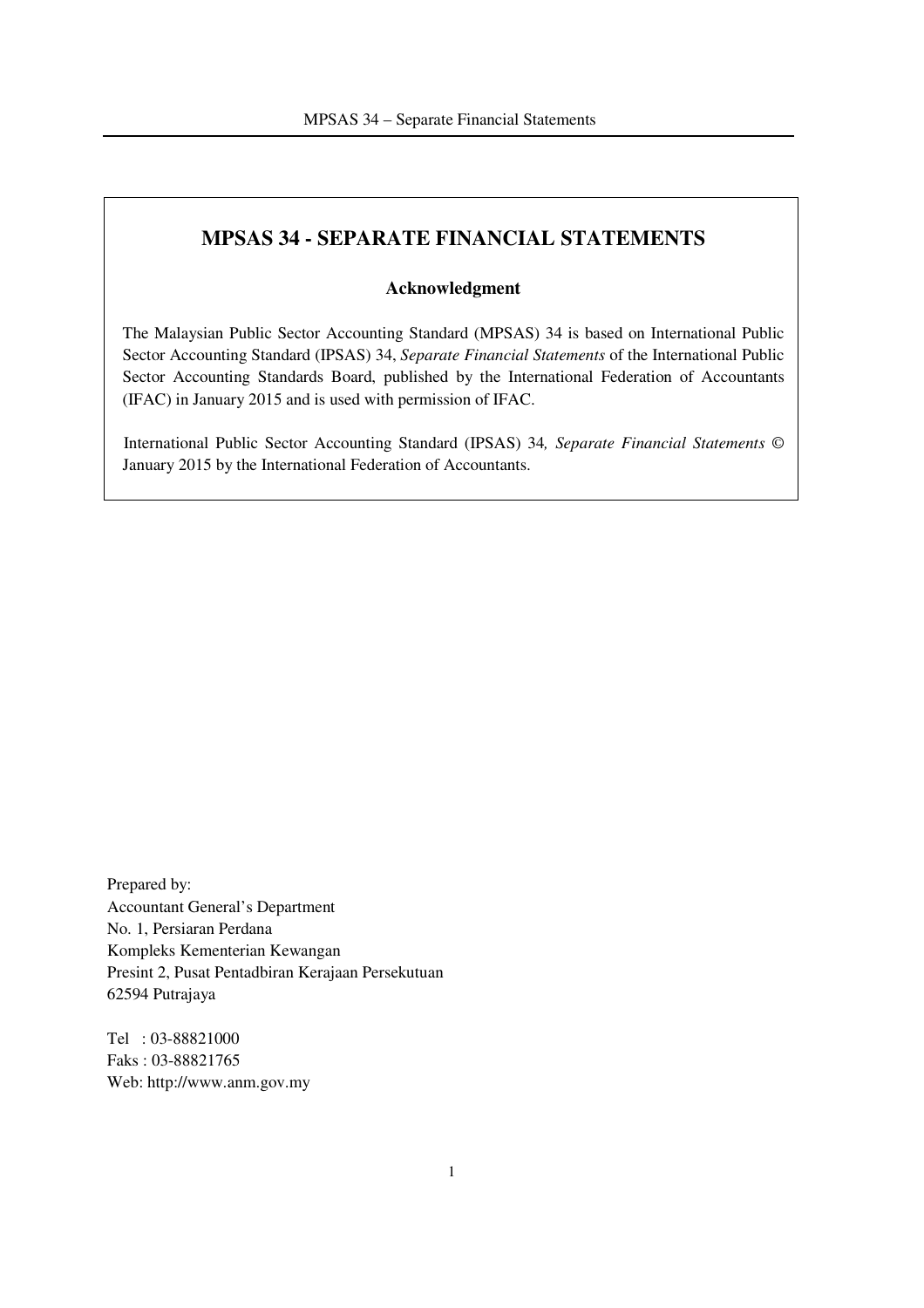# MPSAS 34 - SEPARATE FINANCIAL STATEMENTS

**Acknowledgment**

The Malaysian Public Sector Accounting Standard (MPSAS) 34 is based on International Public Sector Accounting Standard (IPSAS) 34, *Separate Financial Statements* of the International Public Sector Accounting Standards Board, published by the International Federation of Accountants (IFAC) in January 2015 and is used with permission of IFAC.

International Public Sector Accounting Standard (IPSAS) 34*, Separate Financial Statements* © January 2015 by the International Federation of Accountants.

Prepared by:
Accountant General's Department
No. 1, Persiaran Perdana
Kompleks Kementerian Kewangan
Presint 2, Pusat Pentadbiran Kerajaan Persekutuan
62594 Putrajaya

Tel : 03-88821000
Faks : 03-88821765
Web: http://www.anm.gov.my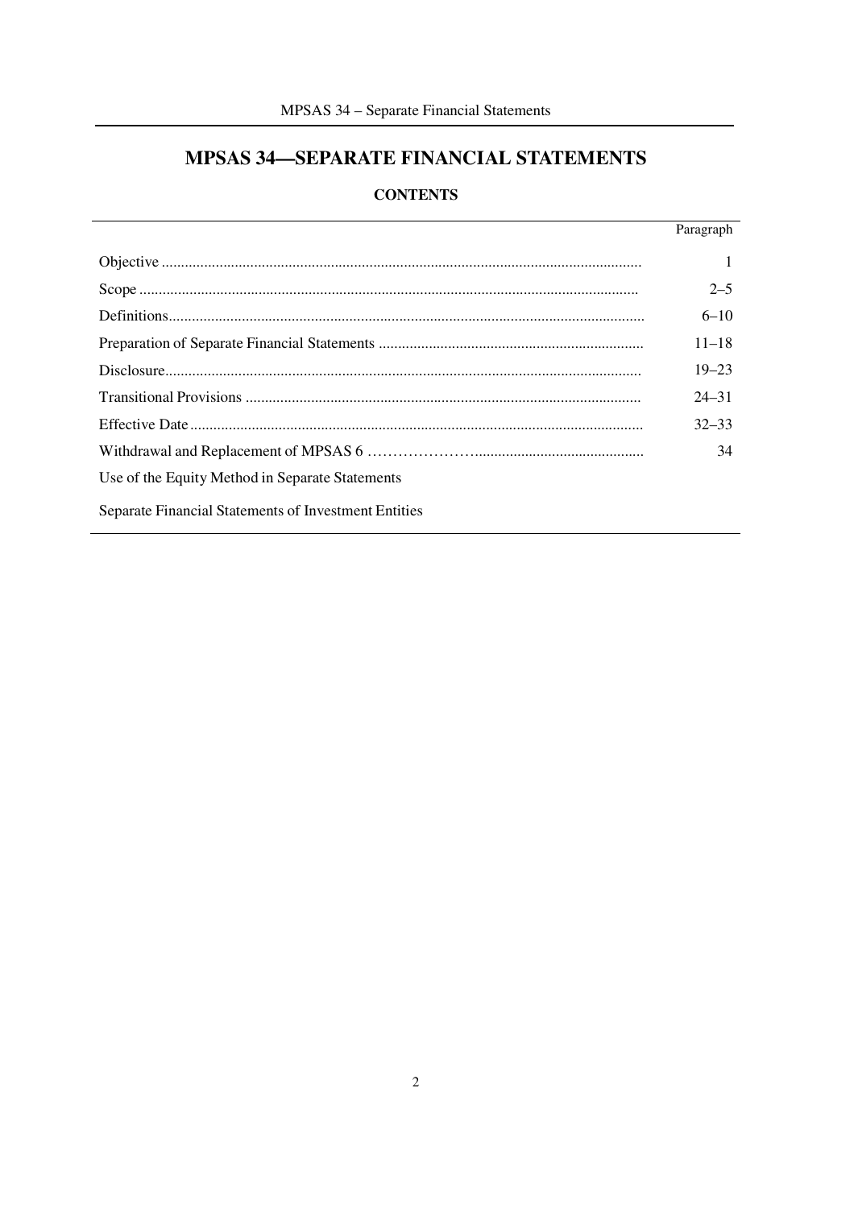# MPSAS 34—SEPARATE FINANCIAL STATEMENTS

## CONTENTS

| | Paragraph |
|---|---|
| Objective | 1 |
| Scope | 2–5 |
| Definitions | 6–10 |
| Preparation of Separate Financial Statements | 11–18 |
| Disclosure | 19–23 |
| Transitional Provisions | 24–31 |
| Effective Date | 32–33 |
| Withdrawal and Replacement of MPSAS 6 | 34 |
| Use of the Equity Method in Separate Statements | |
| Separate Financial Statements of Investment Entities | |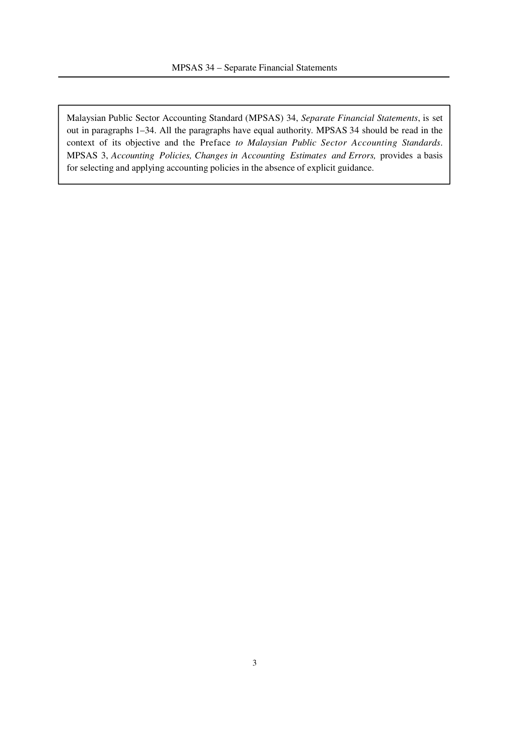Malaysian Public Sector Accounting Standard (MPSAS) 34, *Separate Financial Statements*, is set out in paragraphs 1–34. All the paragraphs have equal authority. MPSAS 34 should be read in the context of its objective and the Preface *to Malaysian Public Sector Accounting Standards*. MPSAS 3, *Accounting Policies, Changes in Accounting Estimates and Errors,* provides a basis for selecting and applying accounting policies in the absence of explicit guidance.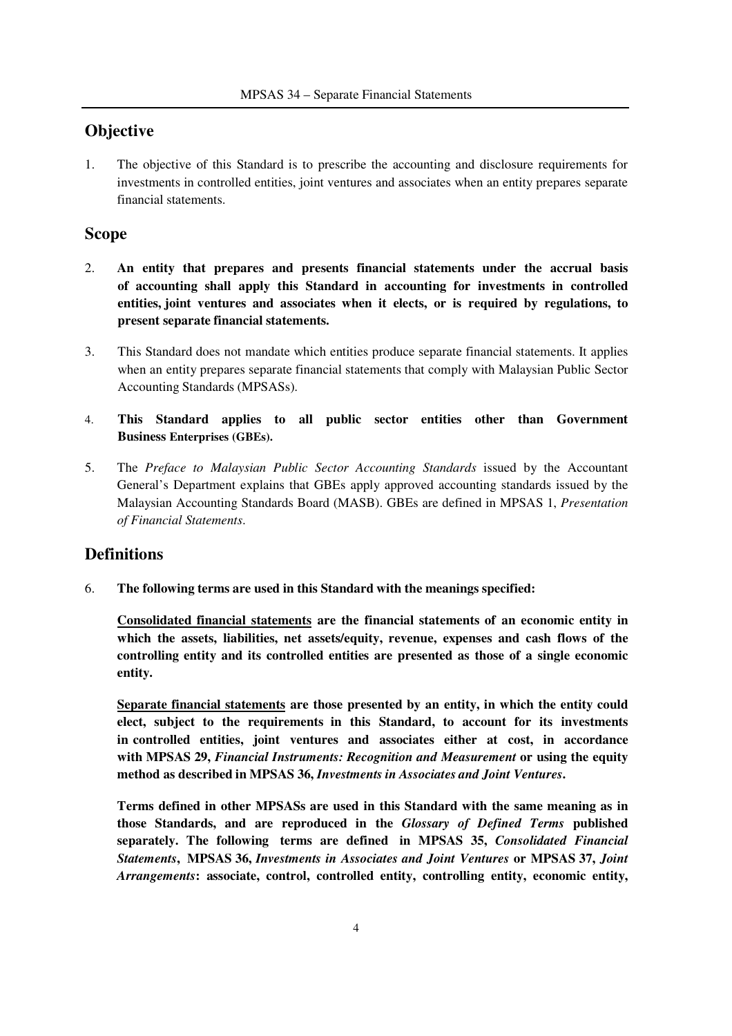## Objective

1. The objective of this Standard is to prescribe the accounting and disclosure requirements for investments in controlled entities, joint ventures and associates when an entity prepares separate financial statements.

## Scope

2. **An entity that prepares and presents financial statements under the accrual basis of accounting shall apply this Standard in accounting for investments in controlled entities, joint ventures and associates when it elects, or is required by regulations, to present separate financial statements.**

3. This Standard does not mandate which entities produce separate financial statements. It applies when an entity prepares separate financial statements that comply with Malaysian Public Sector Accounting Standards (MPSASs).

4. **This Standard applies to all public sector entities other than Government Business Enterprises (GBEs).**

5. The *Preface to Malaysian Public Sector Accounting Standards* issued by the Accountant General's Department explains that GBEs apply approved accounting standards issued by the Malaysian Accounting Standards Board (MASB). GBEs are defined in MPSAS 1, *Presentation of Financial Statements*.

## Definitions

6. **The following terms are used in this Standard with the meanings specified:**

   **<u>Consolidated financial statements</u> are the financial statements of an economic entity in which the assets, liabilities, net assets/equity, revenue, expenses and cash flows of the controlling entity and its controlled entities are presented as those of a single economic entity.**

   **<u>Separate financial statements</u> are those presented by an entity, in which the entity could elect, subject to the requirements in this Standard, to account for its investments in controlled entities, joint ventures and associates either at cost, in accordance with MPSAS 29, *Financial Instruments: Recognition and Measurement* or using the equity method as described in MPSAS 36, *Investments in Associates and Joint Ventures*.**

   **Terms defined in other MPSASs are used in this Standard with the same meaning as in those Standards, and are reproduced in the *Glossary of Defined Terms* published separately. The following terms are defined in MPSAS 35, *Consolidated Financial Statements*, MPSAS 36, *Investments in Associates and Joint Ventures* or MPSAS 37, *Joint Arrangements*: associate, control, controlled entity, controlling entity, economic entity,**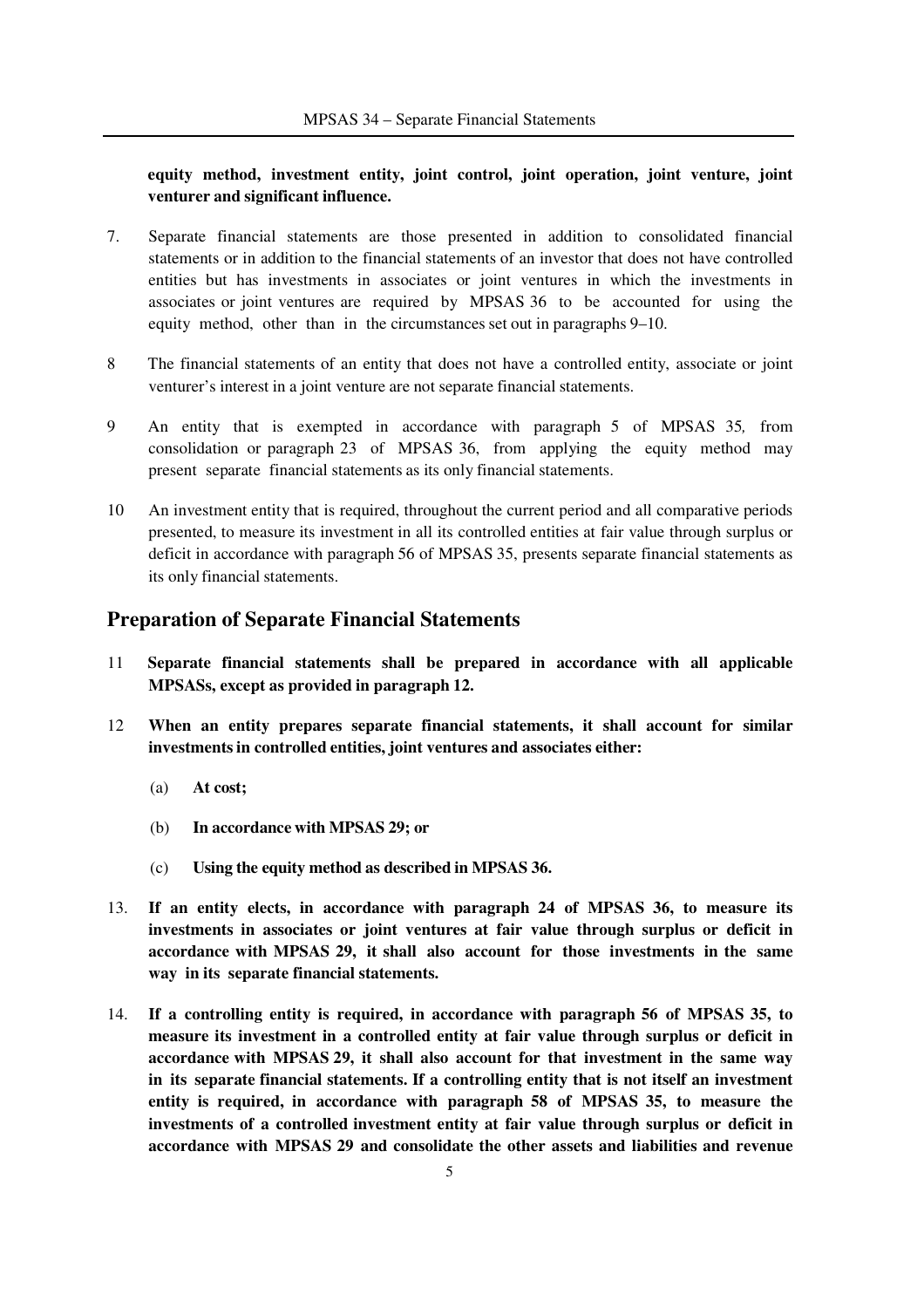**equity method, investment entity, joint control, joint operation, joint venture, joint venturer and significant influence.**

7. Separate financial statements are those presented in addition to consolidated financial statements or in addition to the financial statements of an investor that does not have controlled entities but has investments in associates or joint ventures in which the investments in associates or joint ventures are required by MPSAS 36 to be accounted for using the equity method, other than in the circumstances set out in paragraphs 9–10.

8 The financial statements of an entity that does not have a controlled entity, associate or joint venturer's interest in a joint venture are not separate financial statements.

9 An entity that is exempted in accordance with paragraph 5 of MPSAS 35*,* from consolidation or paragraph 23 of MPSAS 36, from applying the equity method may present separate financial statements as its only financial statements.

10 An investment entity that is required, throughout the current period and all comparative periods presented, to measure its investment in all its controlled entities at fair value through surplus or deficit in accordance with paragraph 56 of MPSAS 35, presents separate financial statements as its only financial statements.

## Preparation of Separate Financial Statements

11 **Separate financial statements shall be prepared in accordance with all applicable MPSASs, except as provided in paragraph 12.**

12 **When an entity prepares separate financial statements, it shall account for similar investments in controlled entities, joint ventures and associates either:**

   (a) **At cost;**

   (b) **In accordance with MPSAS 29; or**

   (c) **Using the equity method as described in MPSAS 36.**

13. **If an entity elects, in accordance with paragraph 24 of MPSAS 36, to measure its investments in associates or joint ventures at fair value through surplus or deficit in accordance with MPSAS 29, it shall also account for those investments in the same way in its separate financial statements.**

14. **If a controlling entity is required, in accordance with paragraph 56 of MPSAS 35, to measure its investment in a controlled entity at fair value through surplus or deficit in accordance with MPSAS 29, it shall also account for that investment in the same way in its separate financial statements. If a controlling entity that is not itself an investment entity is required, in accordance with paragraph 58 of MPSAS 35, to measure the investments of a controlled investment entity at fair value through surplus or deficit in accordance with MPSAS 29 and consolidate the other assets and liabilities and revenue**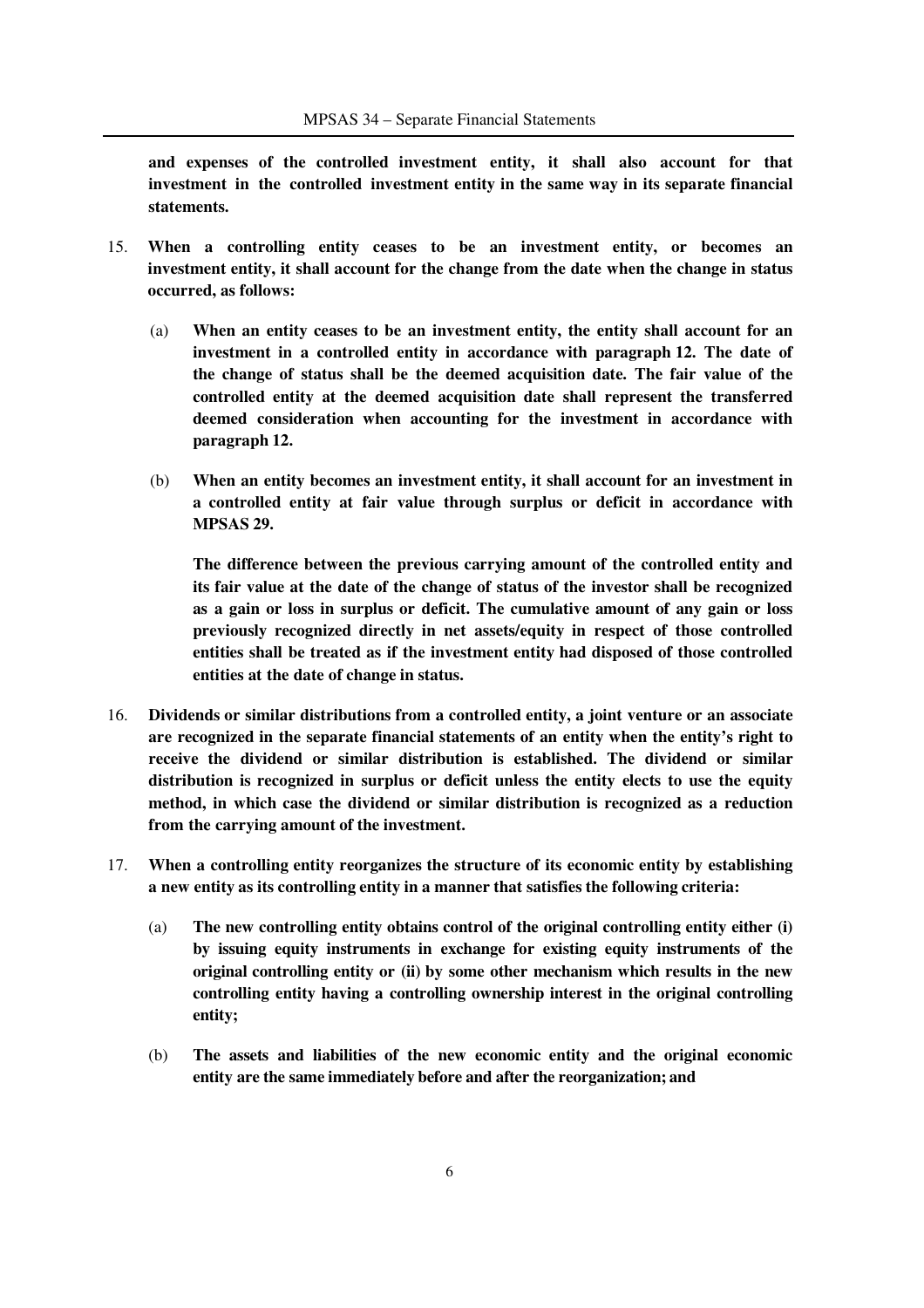**and expenses of the controlled investment entity, it shall also account for that investment in the controlled investment entity in the same way in its separate financial statements.**

15. **When a controlling entity ceases to be an investment entity, or becomes an investment entity, it shall account for the change from the date when the change in status occurred, as follows:**

    (a) **When an entity ceases to be an investment entity, the entity shall account for an investment in a controlled entity in accordance with paragraph 12. The date of the change of status shall be the deemed acquisition date. The fair value of the controlled entity at the deemed acquisition date shall represent the transferred deemed consideration when accounting for the investment in accordance with paragraph 12.**

    (b) **When an entity becomes an investment entity, it shall account for an investment in a controlled entity at fair value through surplus or deficit in accordance with MPSAS 29.**

    **The difference between the previous carrying amount of the controlled entity and its fair value at the date of the change of status of the investor shall be recognized as a gain or loss in surplus or deficit. The cumulative amount of any gain or loss previously recognized directly in net assets/equity in respect of those controlled entities shall be treated as if the investment entity had disposed of those controlled entities at the date of change in status.**

16. **Dividends or similar distributions from a controlled entity, a joint venture or an associate are recognized in the separate financial statements of an entity when the entity's right to receive the dividend or similar distribution is established. The dividend or similar distribution is recognized in surplus or deficit unless the entity elects to use the equity method, in which case the dividend or similar distribution is recognized as a reduction from the carrying amount of the investment.**

17. **When a controlling entity reorganizes the structure of its economic entity by establishing a new entity as its controlling entity in a manner that satisfies the following criteria:**

    (a) **The new controlling entity obtains control of the original controlling entity either (i) by issuing equity instruments in exchange for existing equity instruments of the original controlling entity or (ii) by some other mechanism which results in the new controlling entity having a controlling ownership interest in the original controlling entity;**

    (b) **The assets and liabilities of the new economic entity and the original economic entity are the same immediately before and after the reorganization; and**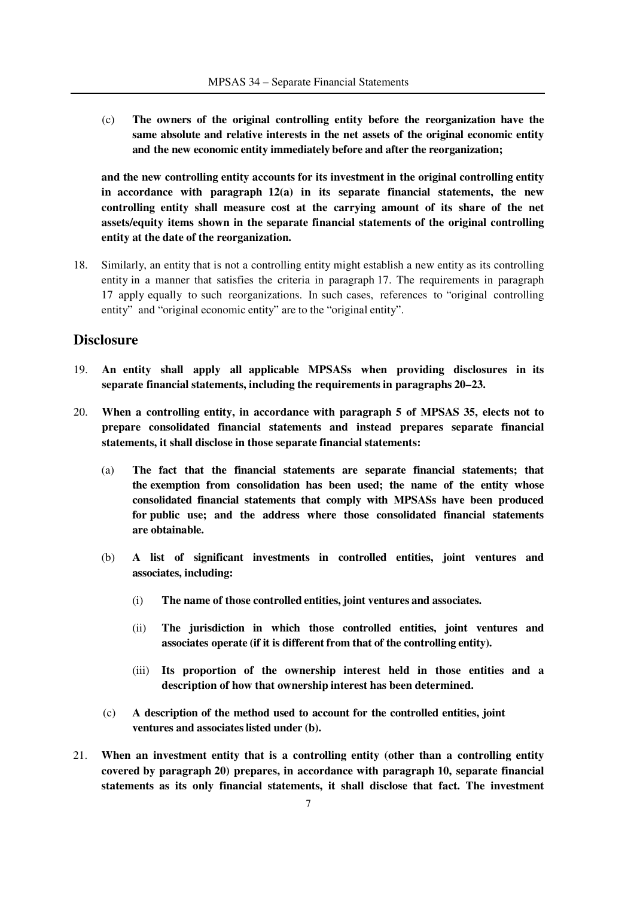(c) **The owners of the original controlling entity before the reorganization have the same absolute and relative interests in the net assets of the original economic entity and the new economic entity immediately before and after the reorganization;**

**and the new controlling entity accounts for its investment in the original controlling entity in accordance with paragraph 12(a) in its separate financial statements, the new controlling entity shall measure cost at the carrying amount of its share of the net assets/equity items shown in the separate financial statements of the original controlling entity at the date of the reorganization.**

18. Similarly, an entity that is not a controlling entity might establish a new entity as its controlling entity in a manner that satisfies the criteria in paragraph 17. The requirements in paragraph 17 apply equally to such reorganizations. In such cases, references to "original controlling entity" and "original economic entity" are to the "original entity".

## Disclosure

19. **An entity shall apply all applicable MPSASs when providing disclosures in its separate financial statements, including the requirements in paragraphs 20–23.**

20. **When a controlling entity, in accordance with paragraph 5 of MPSAS 35, elects not to prepare consolidated financial statements and instead prepares separate financial statements, it shall disclose in those separate financial statements:**

    (a) **The fact that the financial statements are separate financial statements; that the exemption from consolidation has been used; the name of the entity whose consolidated financial statements that comply with MPSASs have been produced for public use; and the address where those consolidated financial statements are obtainable.**

    (b) **A list of significant investments in controlled entities, joint ventures and associates, including:**

        (i) **The name of those controlled entities, joint ventures and associates.**

        (ii) **The jurisdiction in which those controlled entities, joint ventures and associates operate (if it is different from that of the controlling entity).**

        (iii) **Its proportion of the ownership interest held in those entities and a description of how that ownership interest has been determined.**

    (c) **A description of the method used to account for the controlled entities, joint ventures and associates listed under (b).**

21. **When an investment entity that is a controlling entity (other than a controlling entity covered by paragraph 20) prepares, in accordance with paragraph 10, separate financial statements as its only financial statements, it shall disclose that fact. The investment**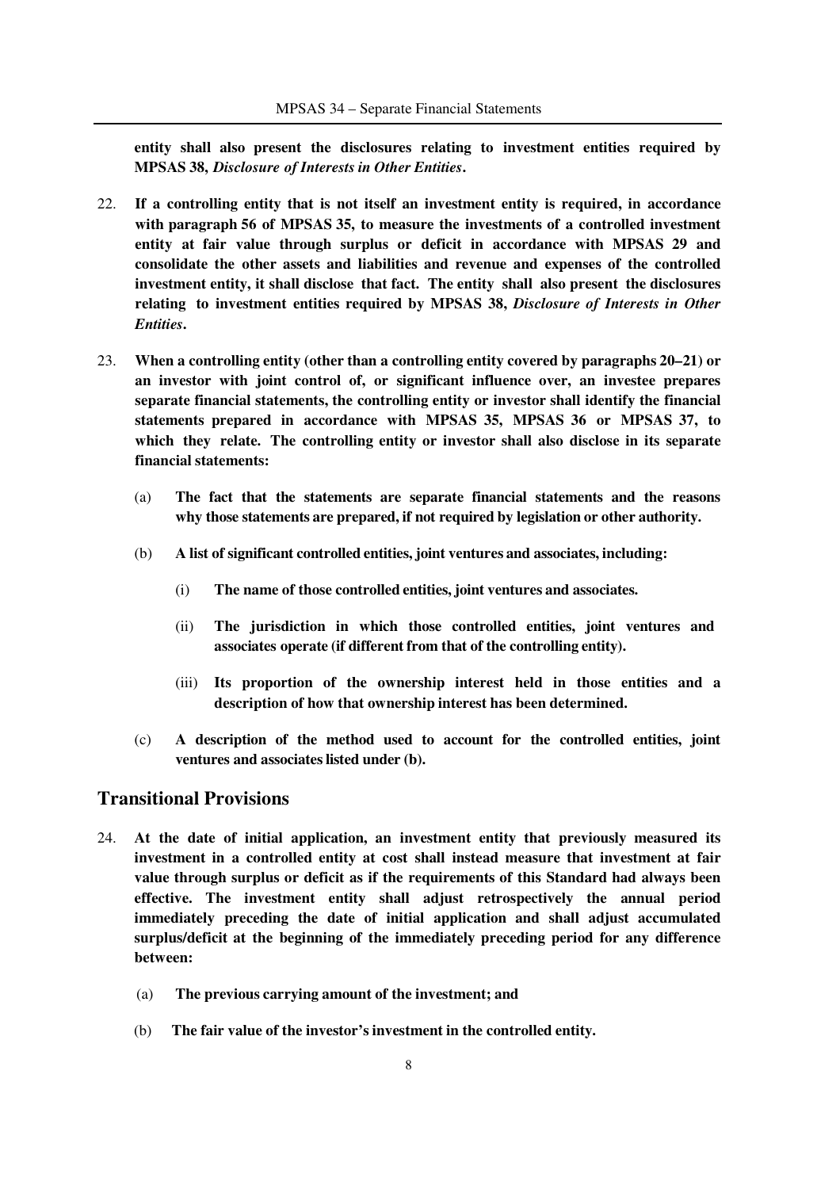**entity shall also present the disclosures relating to investment entities required by MPSAS 38, *Disclosure of Interests in Other Entities*.**

22. **If a controlling entity that is not itself an investment entity is required, in accordance with paragraph 56 of MPSAS 35, to measure the investments of a controlled investment entity at fair value through surplus or deficit in accordance with MPSAS 29 and consolidate the other assets and liabilities and revenue and expenses of the controlled investment entity, it shall disclose that fact. The entity shall also present the disclosures relating to investment entities required by MPSAS 38, *Disclosure of Interests in Other Entities*.**

23. **When a controlling entity (other than a controlling entity covered by paragraphs 20–21) or an investor with joint control of, or significant influence over, an investee prepares separate financial statements, the controlling entity or investor shall identify the financial statements prepared in accordance with MPSAS 35, MPSAS 36 or MPSAS 37, to which they relate. The controlling entity or investor shall also disclose in its separate financial statements:**

    (a) **The fact that the statements are separate financial statements and the reasons why those statements are prepared, if not required by legislation or other authority.**

    (b) **A list of significant controlled entities, joint ventures and associates, including:**

        (i) **The name of those controlled entities, joint ventures and associates.**

        (ii) **The jurisdiction in which those controlled entities, joint ventures and associates operate (if different from that of the controlling entity).**

        (iii) **Its proportion of the ownership interest held in those entities and a description of how that ownership interest has been determined.**

    (c) **A description of the method used to account for the controlled entities, joint ventures and associates listed under (b).**

## Transitional Provisions

24. **At the date of initial application, an investment entity that previously measured its investment in a controlled entity at cost shall instead measure that investment at fair value through surplus or deficit as if the requirements of this Standard had always been effective. The investment entity shall adjust retrospectively the annual period immediately preceding the date of initial application and shall adjust accumulated surplus/deficit at the beginning of the immediately preceding period for any difference between:**

    (a) **The previous carrying amount of the investment; and**

    (b) **The fair value of the investor's investment in the controlled entity.**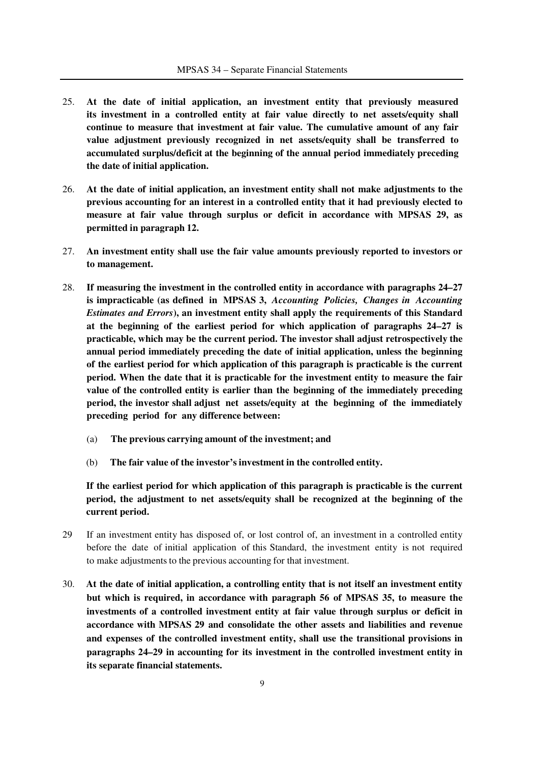25. **At the date of initial application, an investment entity that previously measured its investment in a controlled entity at fair value directly to net assets/equity shall continue to measure that investment at fair value. The cumulative amount of any fair value adjustment previously recognized in net assets/equity shall be transferred to accumulated surplus/deficit at the beginning of the annual period immediately preceding the date of initial application.**

26. **At the date of initial application, an investment entity shall not make adjustments to the previous accounting for an interest in a controlled entity that it had previously elected to measure at fair value through surplus or deficit in accordance with MPSAS 29, as permitted in paragraph 12.**

27. **An investment entity shall use the fair value amounts previously reported to investors or to management.**

28. **If measuring the investment in the controlled entity in accordance with paragraphs 24–27 is impracticable (as defined in MPSAS 3, *Accounting Policies, Changes in Accounting Estimates and Errors*), an investment entity shall apply the requirements of this Standard at the beginning of the earliest period for which application of paragraphs 24–27 is practicable, which may be the current period. The investor shall adjust retrospectively the annual period immediately preceding the date of initial application, unless the beginning of the earliest period for which application of this paragraph is practicable is the current period. When the date that it is practicable for the investment entity to measure the fair value of the controlled entity is earlier than the beginning of the immediately preceding period, the investor shall adjust net assets/equity at the beginning of the immediately preceding period for any difference between:**

    (a) **The previous carrying amount of the investment; and**

    (b) **The fair value of the investor's investment in the controlled entity.**

    **If the earliest period for which application of this paragraph is practicable is the current period, the adjustment to net assets/equity shall be recognized at the beginning of the current period.**

29 If an investment entity has disposed of, or lost control of, an investment in a controlled entity before the date of initial application of this Standard, the investment entity is not required to make adjustments to the previous accounting for that investment.

30. **At the date of initial application, a controlling entity that is not itself an investment entity but which is required, in accordance with paragraph 56 of MPSAS 35, to measure the investments of a controlled investment entity at fair value through surplus or deficit in accordance with MPSAS 29 and consolidate the other assets and liabilities and revenue and expenses of the controlled investment entity, shall use the transitional provisions in paragraphs 24–29 in accounting for its investment in the controlled investment entity in its separate financial statements.**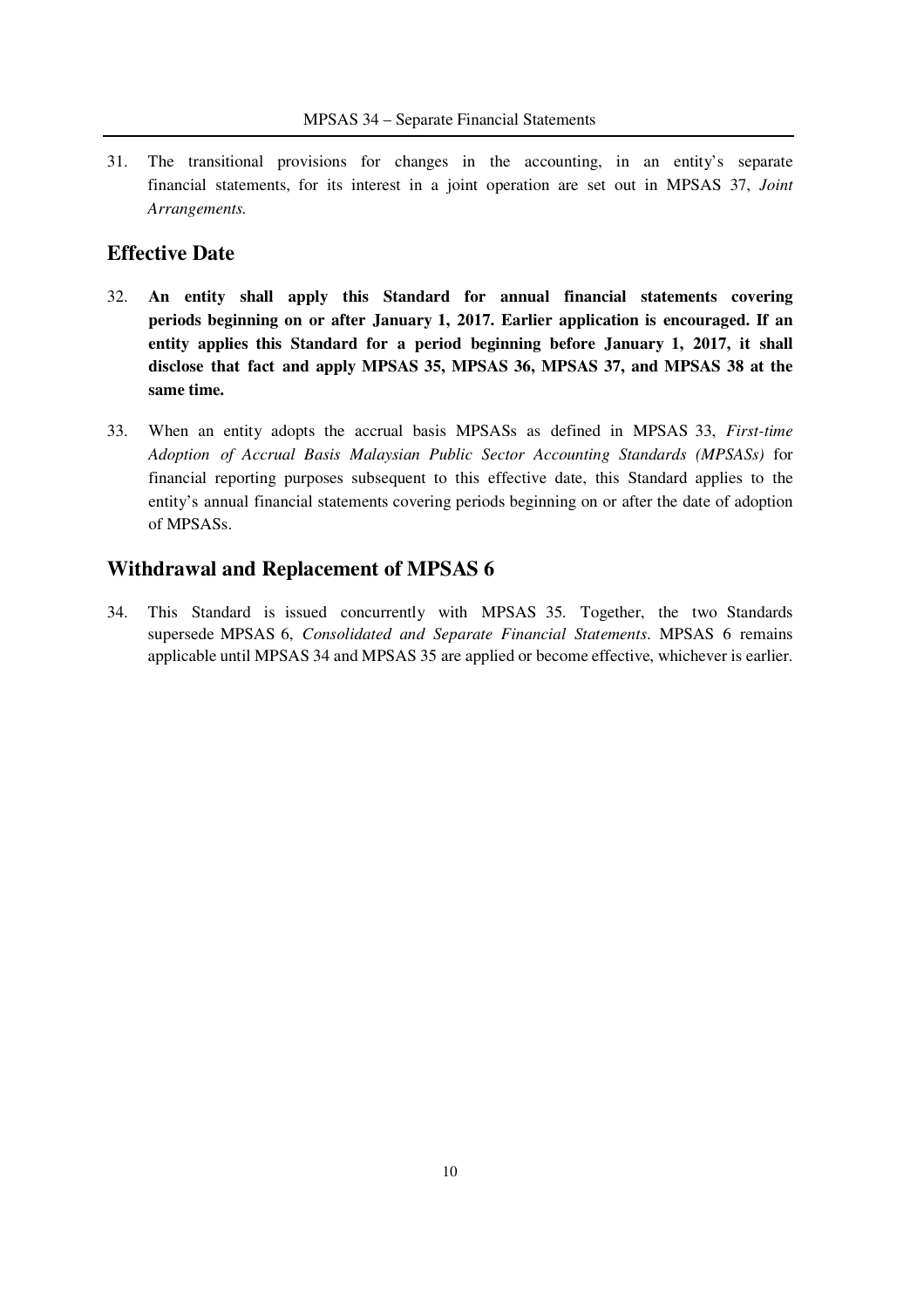31. The transitional provisions for changes in the accounting, in an entity's separate financial statements, for its interest in a joint operation are set out in MPSAS 37, *Joint Arrangements.*

## Effective Date

32. **An entity shall apply this Standard for annual financial statements covering periods beginning on or after January 1, 2017. Earlier application is encouraged. If an entity applies this Standard for a period beginning before January 1, 2017, it shall disclose that fact and apply MPSAS 35, MPSAS 36, MPSAS 37, and MPSAS 38 at the same time.**

33. When an entity adopts the accrual basis MPSASs as defined in MPSAS 33, *First-time Adoption of Accrual Basis Malaysian Public Sector Accounting Standards (MPSASs)* for financial reporting purposes subsequent to this effective date, this Standard applies to the entity's annual financial statements covering periods beginning on or after the date of adoption of MPSASs.

## Withdrawal and Replacement of MPSAS 6

34. This Standard is issued concurrently with MPSAS 35. Together, the two Standards supersede MPSAS 6, *Consolidated and Separate Financial Statements*. MPSAS 6 remains applicable until MPSAS 34 and MPSAS 35 are applied or become effective, whichever is earlier.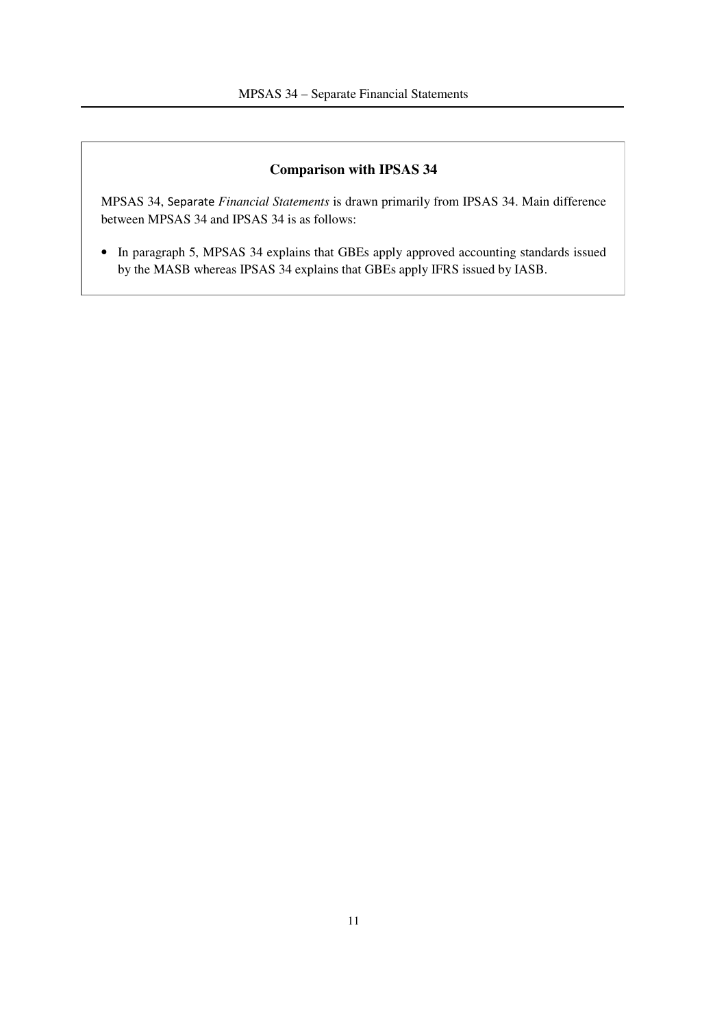## Comparison with IPSAS 34

MPSAS 34, Separate *Financial Statements* is drawn primarily from IPSAS 34. Main difference between MPSAS 34 and IPSAS 34 is as follows:

- In paragraph 5, MPSAS 34 explains that GBEs apply approved accounting standards issued by the MASB whereas IPSAS 34 explains that GBEs apply IFRS issued by IASB.